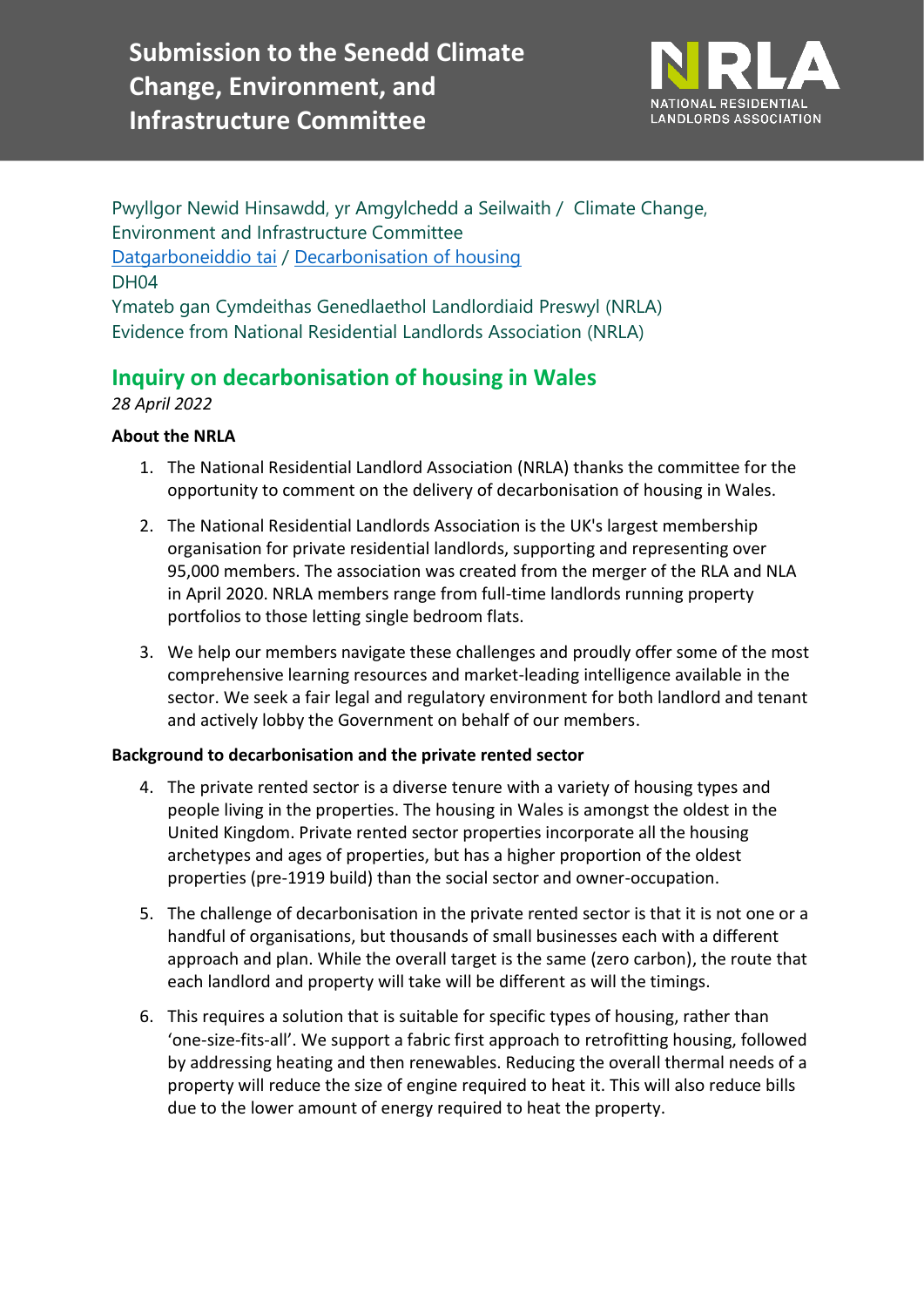# Submission to the Senedd Climate Change, Environment, and Infrastructure Committee

NRLA NATIONAL RESIDENTIAL LANDLORDS ASSOCIATION

Pwyllgor Newid Hinsawdd, yr Amgylchedd a Seilwaith / Climate Change, Environment and Infrastructure Committee
Datgarboneiddio tai / Decarbonisation of housing
DH04
Ymateb gan Cymdeithas Genedlaethol Landlordiaid Preswyl (NRLA)
Evidence from National Residential Landlords Association (NRLA)

## Inquiry on decarbonisation of housing in Wales

*28 April 2022*

**About the NRLA**

1. The National Residential Landlord Association (NRLA) thanks the committee for the opportunity to comment on the delivery of decarbonisation of housing in Wales.
2. The National Residential Landlords Association is the UK's largest membership organisation for private residential landlords, supporting and representing over 95,000 members. The association was created from the merger of the RLA and NLA in April 2020. NRLA members range from full-time landlords running property portfolios to those letting single bedroom flats.
3. We help our members navigate these challenges and proudly offer some of the most comprehensive learning resources and market-leading intelligence available in the sector. We seek a fair legal and regulatory environment for both landlord and tenant and actively lobby the Government on behalf of our members.

**Background to decarbonisation and the private rented sector**

4. The private rented sector is a diverse tenure with a variety of housing types and people living in the properties. The housing in Wales is amongst the oldest in the United Kingdom. Private rented sector properties incorporate all the housing archetypes and ages of properties, but has a higher proportion of the oldest properties (pre-1919 build) than the social sector and owner-occupation.
5. The challenge of decarbonisation in the private rented sector is that it is not one or a handful of organisations, but thousands of small businesses each with a different approach and plan. While the overall target is the same (zero carbon), the route that each landlord and property will take will be different as will the timings.
6. This requires a solution that is suitable for specific types of housing, rather than 'one-size-fits-all'. We support a fabric first approach to retrofitting housing, followed by addressing heating and then renewables. Reducing the overall thermal needs of a property will reduce the size of engine required to heat it. This will also reduce bills due to the lower amount of energy required to heat the property.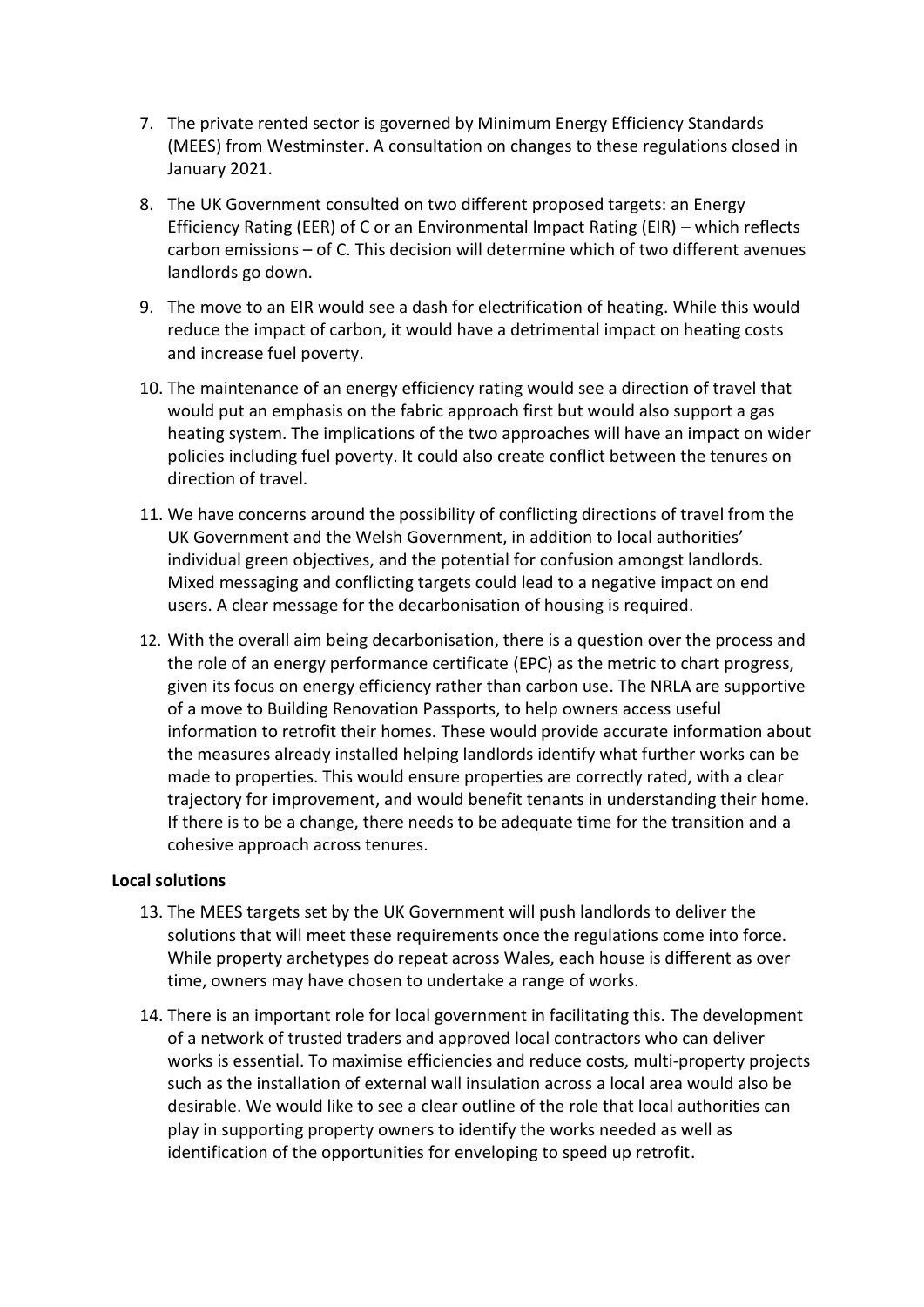7. The private rented sector is governed by Minimum Energy Efficiency Standards (MEES) from Westminster. A consultation on changes to these regulations closed in January 2021.

8. The UK Government consulted on two different proposed targets: an Energy Efficiency Rating (EER) of C or an Environmental Impact Rating (EIR) – which reflects carbon emissions – of C. This decision will determine which of two different avenues landlords go down.

9. The move to an EIR would see a dash for electrification of heating. While this would reduce the impact of carbon, it would have a detrimental impact on heating costs and increase fuel poverty.

10. The maintenance of an energy efficiency rating would see a direction of travel that would put an emphasis on the fabric approach first but would also support a gas heating system. The implications of the two approaches will have an impact on wider policies including fuel poverty. It could also create conflict between the tenures on direction of travel.

11. We have concerns around the possibility of conflicting directions of travel from the UK Government and the Welsh Government, in addition to local authorities' individual green objectives, and the potential for confusion amongst landlords. Mixed messaging and conflicting targets could lead to a negative impact on end users. A clear message for the decarbonisation of housing is required.

12. With the overall aim being decarbonisation, there is a question over the process and the role of an energy performance certificate (EPC) as the metric to chart progress, given its focus on energy efficiency rather than carbon use. The NRLA are supportive of a move to Building Renovation Passports, to help owners access useful information to retrofit their homes. These would provide accurate information about the measures already installed helping landlords identify what further works can be made to properties. This would ensure properties are correctly rated, with a clear trajectory for improvement, and would benefit tenants in understanding their home. If there is to be a change, there needs to be adequate time for the transition and a cohesive approach across tenures.

**Local solutions**

13. The MEES targets set by the UK Government will push landlords to deliver the solutions that will meet these requirements once the regulations come into force. While property archetypes do repeat across Wales, each house is different as over time, owners may have chosen to undertake a range of works.

14. There is an important role for local government in facilitating this. The development of a network of trusted traders and approved local contractors who can deliver works is essential. To maximise efficiencies and reduce costs, multi-property projects such as the installation of external wall insulation across a local area would also be desirable. We would like to see a clear outline of the role that local authorities can play in supporting property owners to identify the works needed as well as identification of the opportunities for enveloping to speed up retrofit.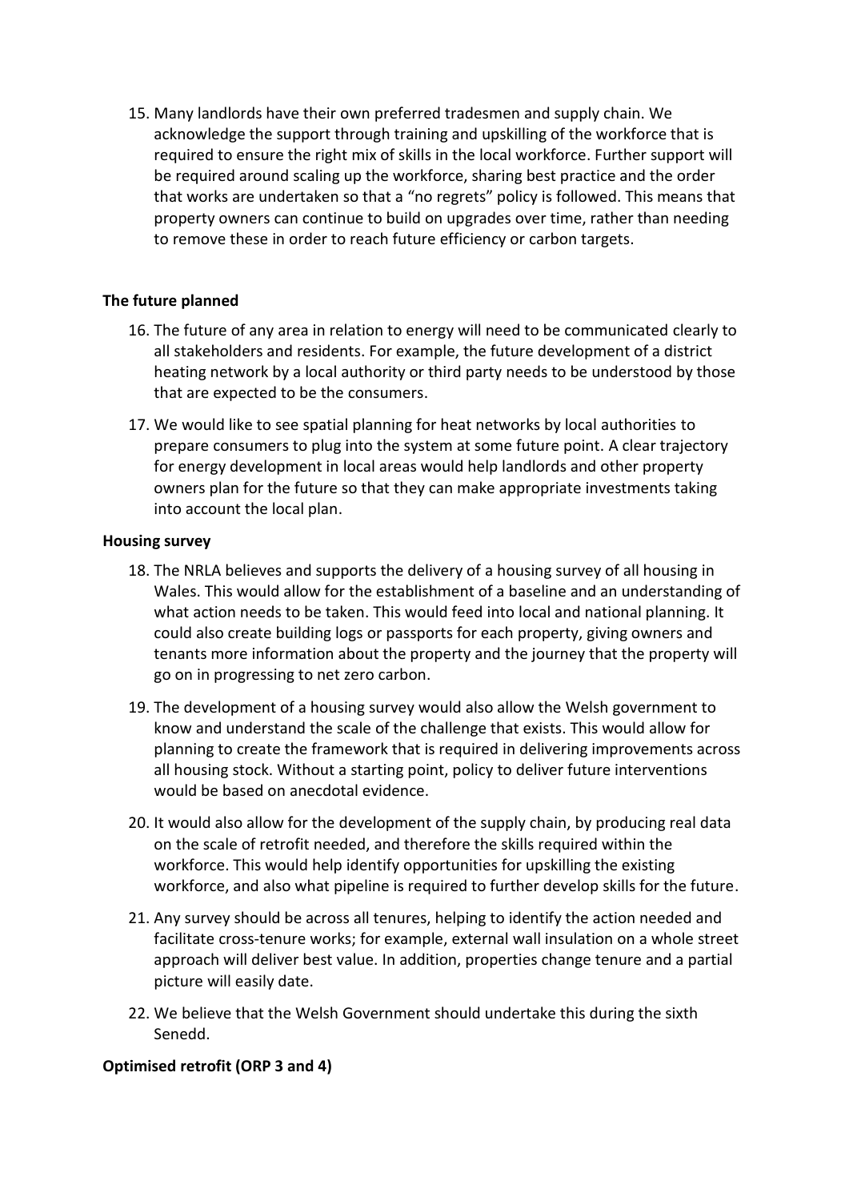15. Many landlords have their own preferred tradesmen and supply chain. We acknowledge the support through training and upskilling of the workforce that is required to ensure the right mix of skills in the local workforce. Further support will be required around scaling up the workforce, sharing best practice and the order that works are undertaken so that a "no regrets" policy is followed. This means that property owners can continue to build on upgrades over time, rather than needing to remove these in order to reach future efficiency or carbon targets.

**The future planned**

16. The future of any area in relation to energy will need to be communicated clearly to all stakeholders and residents. For example, the future development of a district heating network by a local authority or third party needs to be understood by those that are expected to be the consumers.
17. We would like to see spatial planning for heat networks by local authorities to prepare consumers to plug into the system at some future point. A clear trajectory for energy development in local areas would help landlords and other property owners plan for the future so that they can make appropriate investments taking into account the local plan.

**Housing survey**

18. The NRLA believes and supports the delivery of a housing survey of all housing in Wales. This would allow for the establishment of a baseline and an understanding of what action needs to be taken. This would feed into local and national planning. It could also create building logs or passports for each property, giving owners and tenants more information about the property and the journey that the property will go on in progressing to net zero carbon.
19. The development of a housing survey would also allow the Welsh government to know and understand the scale of the challenge that exists. This would allow for planning to create the framework that is required in delivering improvements across all housing stock. Without a starting point, policy to deliver future interventions would be based on anecdotal evidence.
20. It would also allow for the development of the supply chain, by producing real data on the scale of retrofit needed, and therefore the skills required within the workforce. This would help identify opportunities for upskilling the existing workforce, and also what pipeline is required to further develop skills for the future.
21. Any survey should be across all tenures, helping to identify the action needed and facilitate cross-tenure works; for example, external wall insulation on a whole street approach will deliver best value. In addition, properties change tenure and a partial picture will easily date.
22. We believe that the Welsh Government should undertake this during the sixth Senedd.

**Optimised retrofit (ORP 3 and 4)**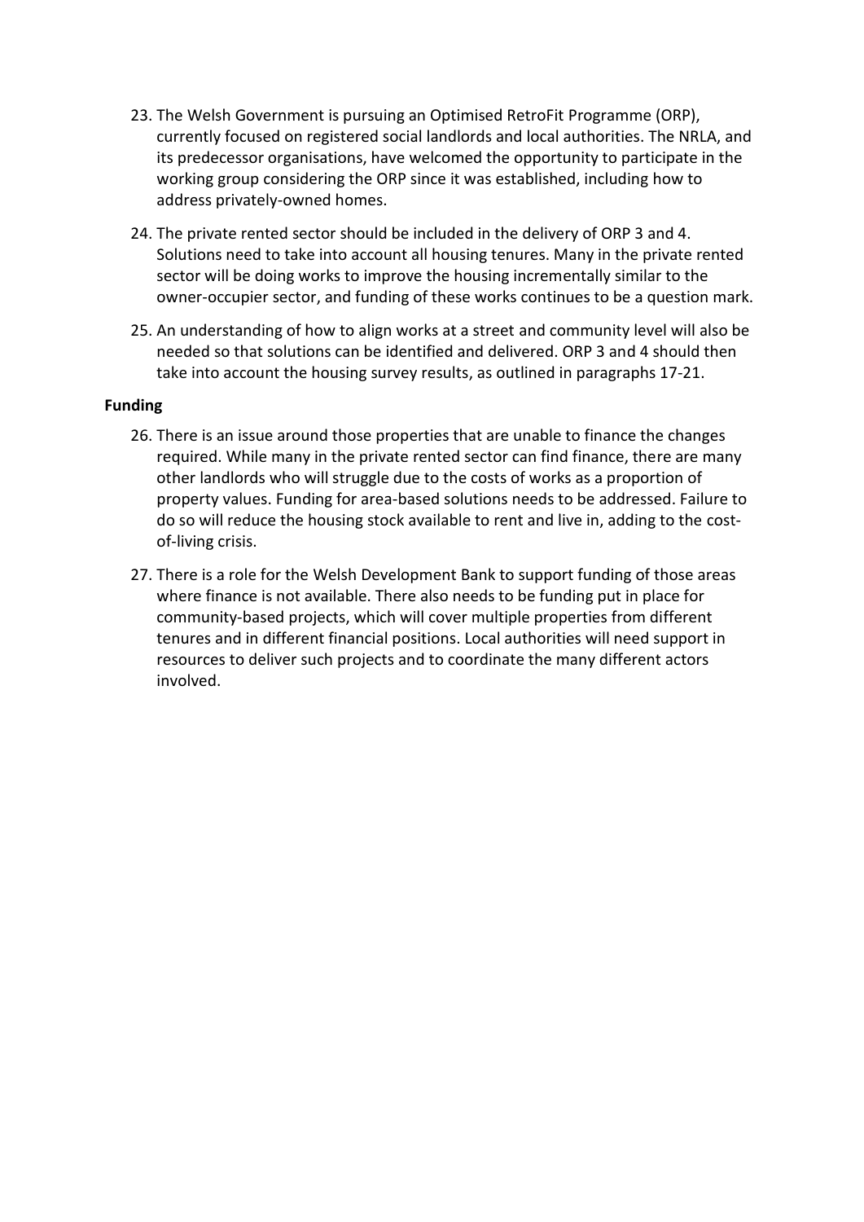23. The Welsh Government is pursuing an Optimised RetroFit Programme (ORP), currently focused on registered social landlords and local authorities. The NRLA, and its predecessor organisations, have welcomed the opportunity to participate in the working group considering the ORP since it was established, including how to address privately-owned homes.

24. The private rented sector should be included in the delivery of ORP 3 and 4. Solutions need to take into account all housing tenures. Many in the private rented sector will be doing works to improve the housing incrementally similar to the owner-occupier sector, and funding of these works continues to be a question mark.

25. An understanding of how to align works at a street and community level will also be needed so that solutions can be identified and delivered. ORP 3 and 4 should then take into account the housing survey results, as outlined in paragraphs 17-21.

**Funding**

26. There is an issue around those properties that are unable to finance the changes required. While many in the private rented sector can find finance, there are many other landlords who will struggle due to the costs of works as a proportion of property values. Funding for area-based solutions needs to be addressed. Failure to do so will reduce the housing stock available to rent and live in, adding to the cost-of-living crisis.

27. There is a role for the Welsh Development Bank to support funding of those areas where finance is not available. There also needs to be funding put in place for community-based projects, which will cover multiple properties from different tenures and in different financial positions. Local authorities will need support in resources to deliver such projects and to coordinate the many different actors involved.